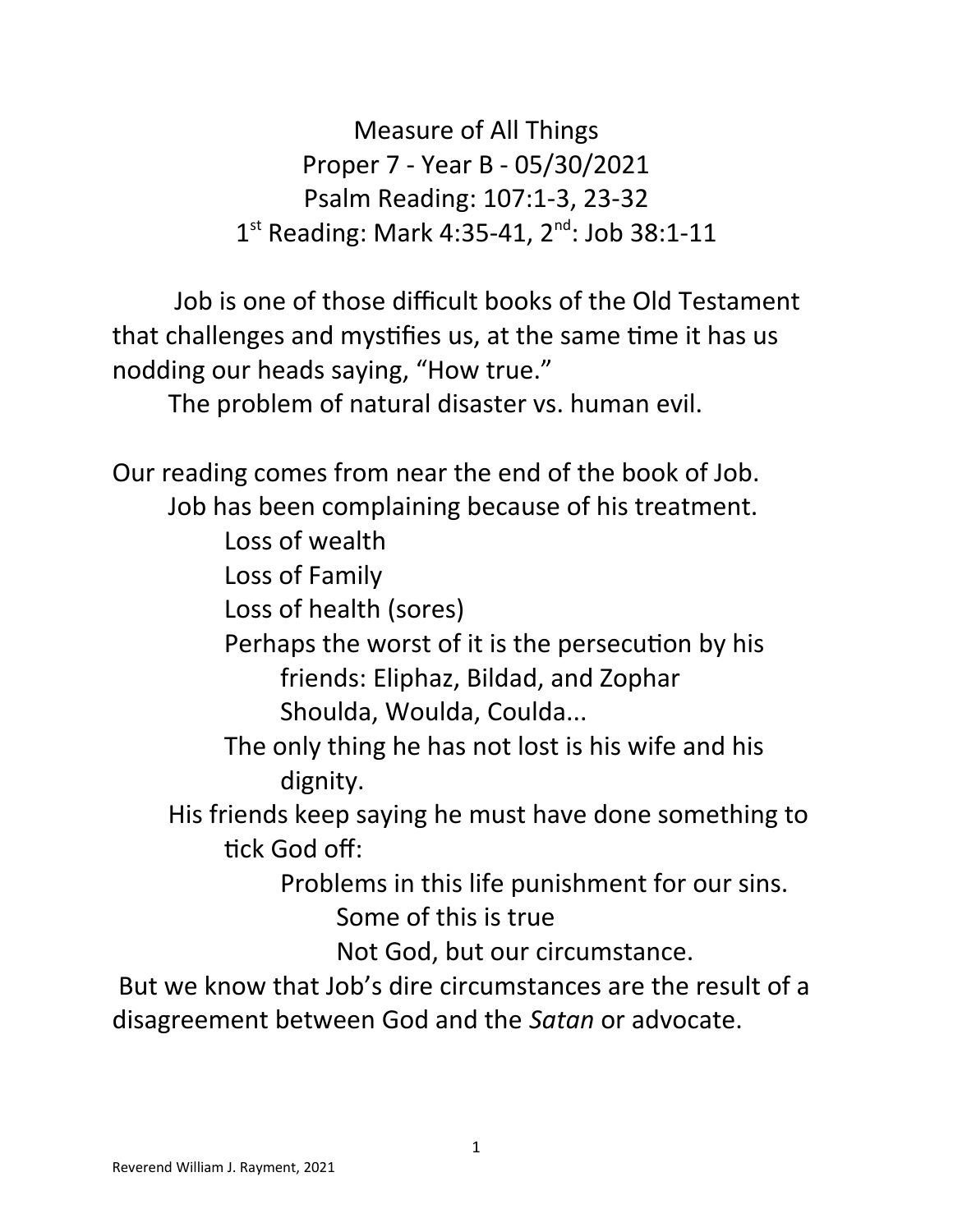# Measure of All Things

Proper 7 - Year B - 05/30/2021

Psalm Reading: 107:1-3, 23-32

1st Reading: Mark 4:35-41, 2nd: Job 38:1-11

Job is one of those difficult books of the Old Testament that challenges and mystifies us, at the same time it has us nodding our heads saying, "How true."

The problem of natural disaster vs. human evil.

Our reading comes from near the end of the book of Job.

- Job has been complaining because of his treatment.
  - Loss of wealth
  - Loss of Family
  - Loss of health (sores)
  - Perhaps the worst of it is the persecution by his friends: Eliphaz, Bildad, and Zophar
    - Shoulda, Woulda, Coulda...
  - The only thing he has not lost is his wife and his dignity.
- His friends keep saying he must have done something to tick God off:
  - Problems in this life punishment for our sins.
    - Some of this is true
    - Not God, but our circumstance.

But we know that Job's dire circumstances are the result of a disagreement between God and the *Satan* or advocate.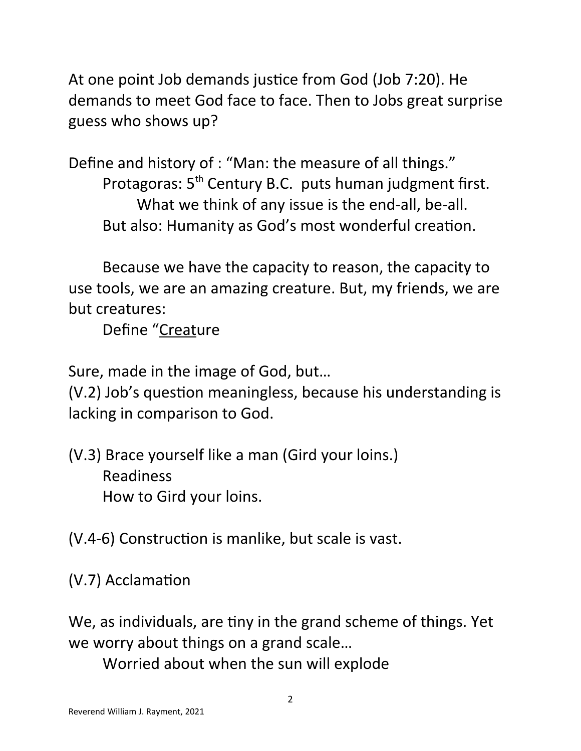At one point Job demands justice from God (Job 7:20). He demands to meet God face to face. Then to Jobs great surprise guess who shows up?

Define and history of : "Man: the measure of all things."

    Protagoras: 5th Century B.C.  puts human judgment first.

        What we think of any issue is the end-all, be-all.

    But also: Humanity as God's most wonderful creation.

Because we have the capacity to reason, the capacity to use tools, we are an amazing creature. But, my friends, we are but creatures:

    Define "Creature

Sure, made in the image of God, but…

(V.2) Job's question meaningless, because his understanding is lacking in comparison to God.

(V.3) Brace yourself like a man (Gird your loins.)

    Readiness

    How to Gird your loins.

(V.4-6) Construction is manlike, but scale is vast.

(V.7) Acclamation

We, as individuals, are tiny in the grand scheme of things. Yet we worry about things on a grand scale…

    Worried about when the sun will explode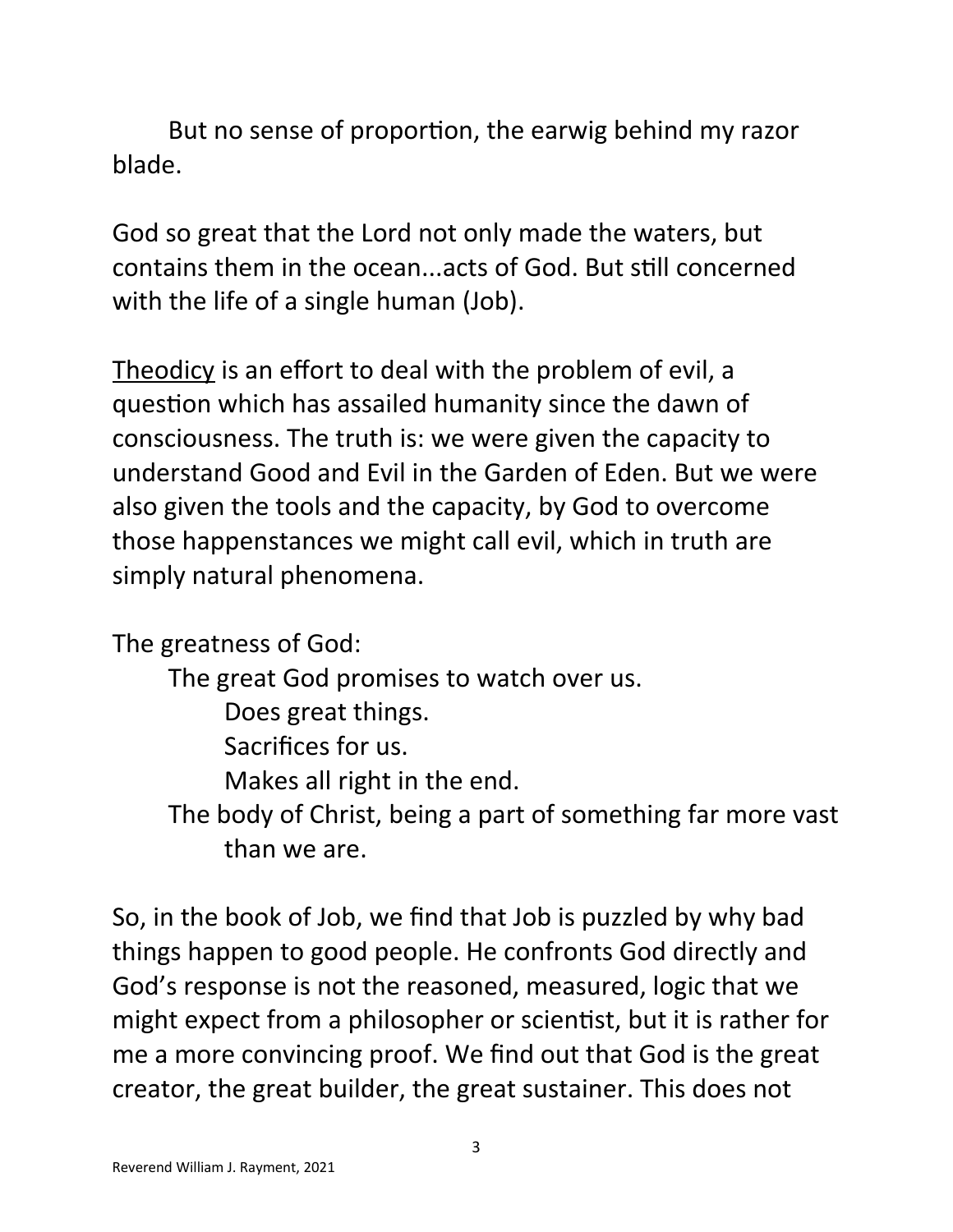But no sense of proportion, the earwig behind my razor blade.

God so great that the Lord not only made the waters, but contains them in the ocean...acts of God. But still concerned with the life of a single human (Job).

<u>Theodicy</u> is an effort to deal with the problem of evil, a question which has assailed humanity since the dawn of consciousness. The truth is: we were given the capacity to understand Good and Evil in the Garden of Eden. But we were also given the tools and the capacity, by God to overcome those happenstances we might call evil, which in truth are simply natural phenomena.

The greatness of God:

- The great God promises to watch over us.
  - Does great things.
  - Sacrifices for us.
  - Makes all right in the end.
- The body of Christ, being a part of something far more vast than we are.

So, in the book of Job, we find that Job is puzzled by why bad things happen to good people. He confronts God directly and God's response is not the reasoned, measured, logic that we might expect from a philosopher or scientist, but it is rather for me a more convincing proof. We find out that God is the great creator, the great builder, the great sustainer. This does not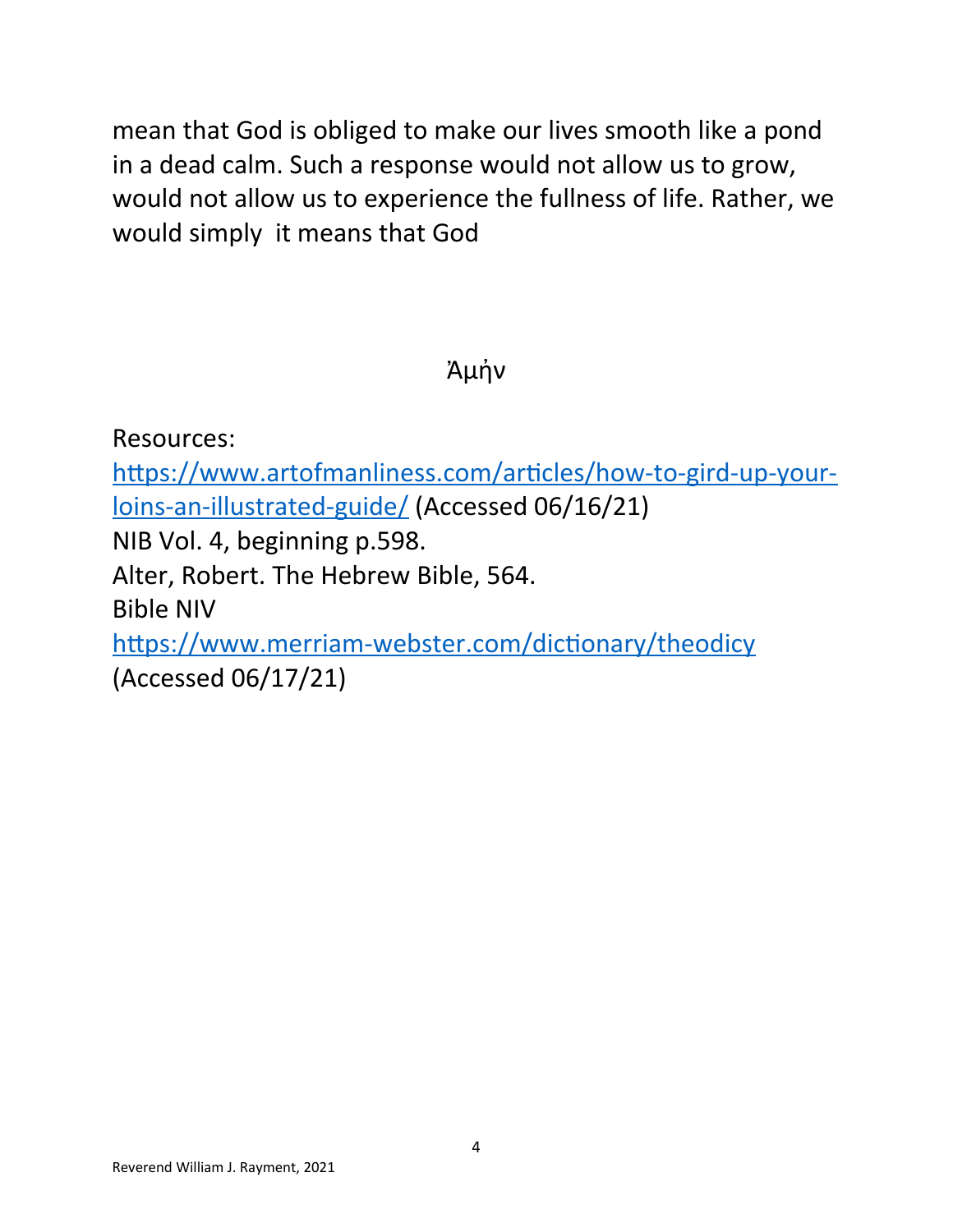mean that God is obliged to make our lives smooth like a pond in a dead calm. Such a response would not allow us to grow, would not allow us to experience the fullness of life. Rather, we would simply  it means that God

Ἀμὴν

Resources:
[https://www.artofmanliness.com/articles/how-to-gird-up-your-loins-an-illustrated-guide/](https://www.artofmanliness.com/articles/how-to-gird-up-your-loins-an-illustrated-guide/) (Accessed 06/16/21)
NIB Vol. 4, beginning p.598.
Alter, Robert. The Hebrew Bible, 564.
Bible NIV
[https://www.merriam-webster.com/dictionary/theodicy](https://www.merriam-webster.com/dictionary/theodicy) (Accessed 06/17/21)

Reverend William J. Rayment, 2021